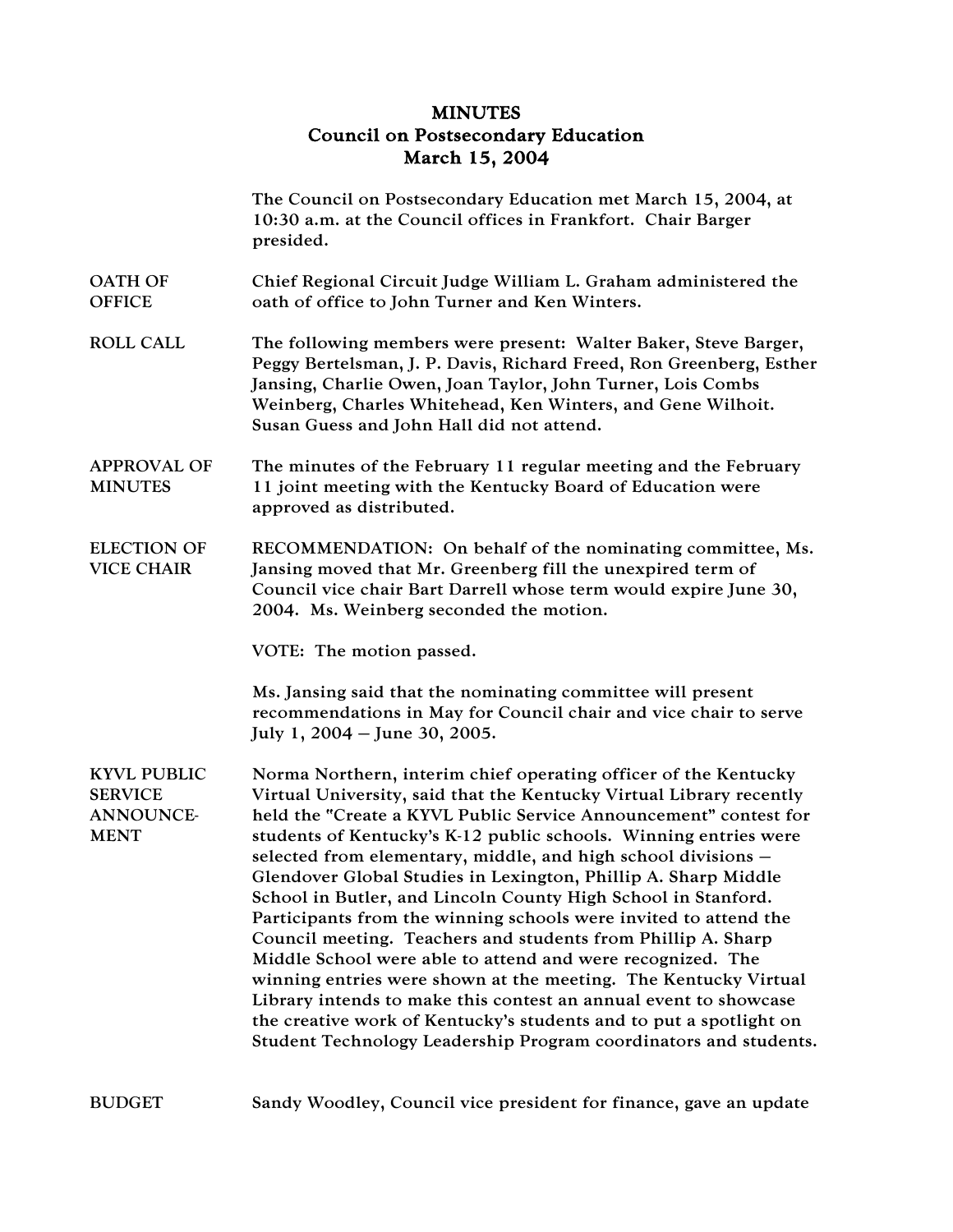# MINUTES
## Council on Postsecondary Education
## March 15, 2004

The Council on Postsecondary Education met March 15, 2004, at 10:30 a.m. at the Council offices in Frankfort. Chair Barger presided.

**OATH OF OFFICE**

Chief Regional Circuit Judge William L. Graham administered the oath of office to John Turner and Ken Winters.

**ROLL CALL**

The following members were present: Walter Baker, Steve Barger, Peggy Bertelsman, J. P. Davis, Richard Freed, Ron Greenberg, Esther Jansing, Charlie Owen, Joan Taylor, John Turner, Lois Combs Weinberg, Charles Whitehead, Ken Winters, and Gene Wilhoit. Susan Guess and John Hall did not attend.

**APPROVAL OF MINUTES**

The minutes of the February 11 regular meeting and the February 11 joint meeting with the Kentucky Board of Education were approved as distributed.

**ELECTION OF VICE CHAIR**

RECOMMENDATION: On behalf of the nominating committee, Ms. Jansing moved that Mr. Greenberg fill the unexpired term of Council vice chair Bart Darrell whose term would expire June 30, 2004. Ms. Weinberg seconded the motion.

VOTE: The motion passed.

Ms. Jansing said that the nominating committee will present recommendations in May for Council chair and vice chair to serve July 1, 2004 – June 30, 2005.

**KYVL PUBLIC SERVICE ANNOUNCEMENT**

Norma Northern, interim chief operating officer of the Kentucky Virtual University, said that the Kentucky Virtual Library recently held the "Create a KYVL Public Service Announcement" contest for students of Kentucky's K-12 public schools. Winning entries were selected from elementary, middle, and high school divisions – Glendover Global Studies in Lexington, Phillip A. Sharp Middle School in Butler, and Lincoln County High School in Stanford. Participants from the winning schools were invited to attend the Council meeting. Teachers and students from Phillip A. Sharp Middle School were able to attend and were recognized. The winning entries were shown at the meeting. The Kentucky Virtual Library intends to make this contest an annual event to showcase the creative work of Kentucky's students and to put a spotlight on Student Technology Leadership Program coordinators and students.

**BUDGET**

Sandy Woodley, Council vice president for finance, gave an update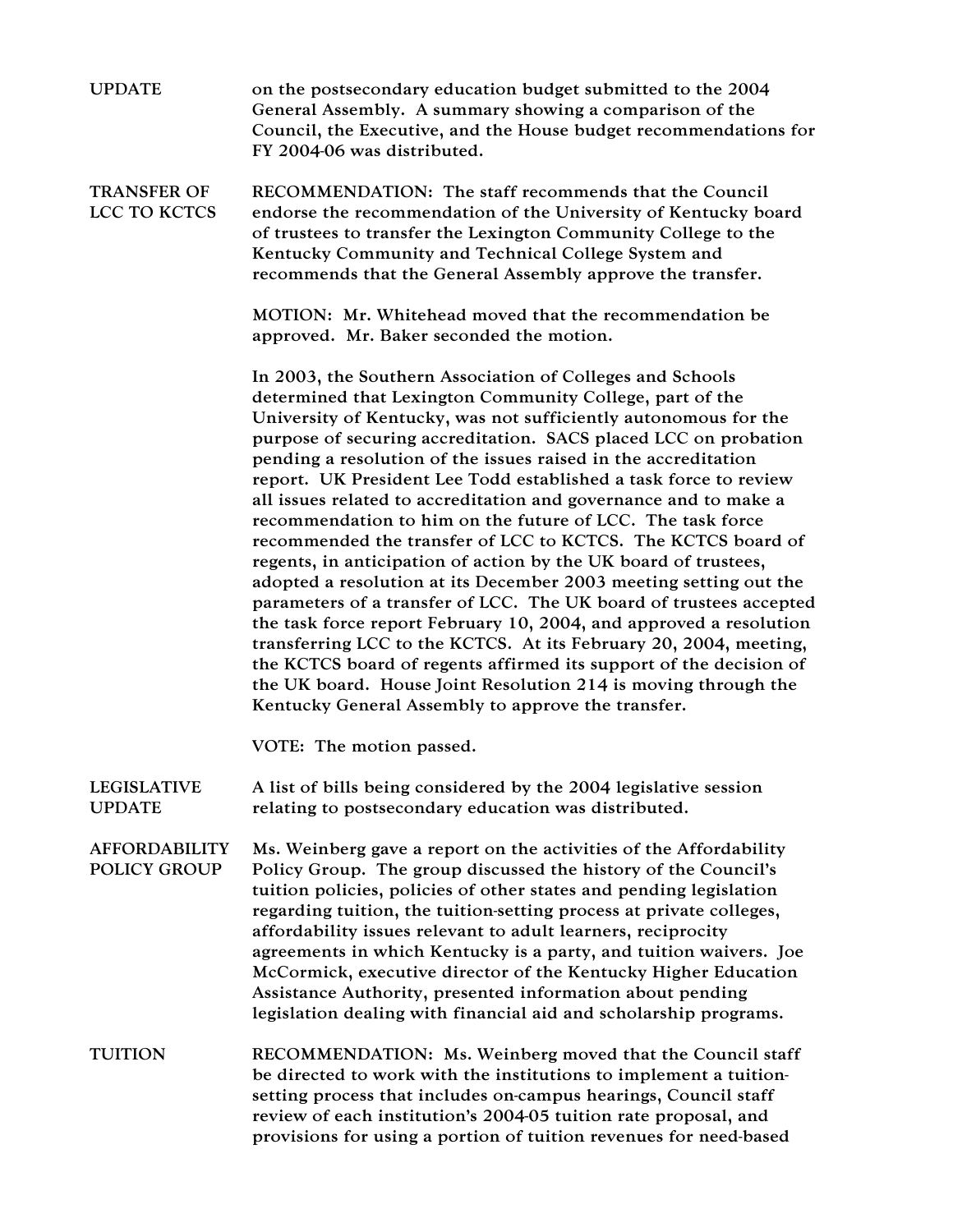**UPDATE** on the postsecondary education budget submitted to the 2004 General Assembly. A summary showing a comparison of the Council, the Executive, and the House budget recommendations for FY 2004-06 was distributed.

**TRANSFER OF LCC TO KCTCS**

RECOMMENDATION: The staff recommends that the Council endorse the recommendation of the University of Kentucky board of trustees to transfer the Lexington Community College to the Kentucky Community and Technical College System and recommends that the General Assembly approve the transfer.

MOTION: Mr. Whitehead moved that the recommendation be approved. Mr. Baker seconded the motion.

In 2003, the Southern Association of Colleges and Schools determined that Lexington Community College, part of the University of Kentucky, was not sufficiently autonomous for the purpose of securing accreditation. SACS placed LCC on probation pending a resolution of the issues raised in the accreditation report. UK President Lee Todd established a task force to review all issues related to accreditation and governance and to make a recommendation to him on the future of LCC. The task force recommended the transfer of LCC to KCTCS. The KCTCS board of regents, in anticipation of action by the UK board of trustees, adopted a resolution at its December 2003 meeting setting out the parameters of a transfer of LCC. The UK board of trustees accepted the task force report February 10, 2004, and approved a resolution transferring LCC to the KCTCS. At its February 20, 2004, meeting, the KCTCS board of regents affirmed its support of the decision of the UK board. House Joint Resolution 214 is moving through the Kentucky General Assembly to approve the transfer.

VOTE: The motion passed.

**LEGISLATIVE UPDATE**

A list of bills being considered by the 2004 legislative session relating to postsecondary education was distributed.

**AFFORDABILITY POLICY GROUP**

Ms. Weinberg gave a report on the activities of the Affordability Policy Group. The group discussed the history of the Council's tuition policies, policies of other states and pending legislation regarding tuition, the tuition-setting process at private colleges, affordability issues relevant to adult learners, reciprocity agreements in which Kentucky is a party, and tuition waivers. Joe McCormick, executive director of the Kentucky Higher Education Assistance Authority, presented information about pending legislation dealing with financial aid and scholarship programs.

**TUITION**

RECOMMENDATION: Ms. Weinberg moved that the Council staff be directed to work with the institutions to implement a tuition-setting process that includes on-campus hearings, Council staff review of each institution's 2004-05 tuition rate proposal, and provisions for using a portion of tuition revenues for need-based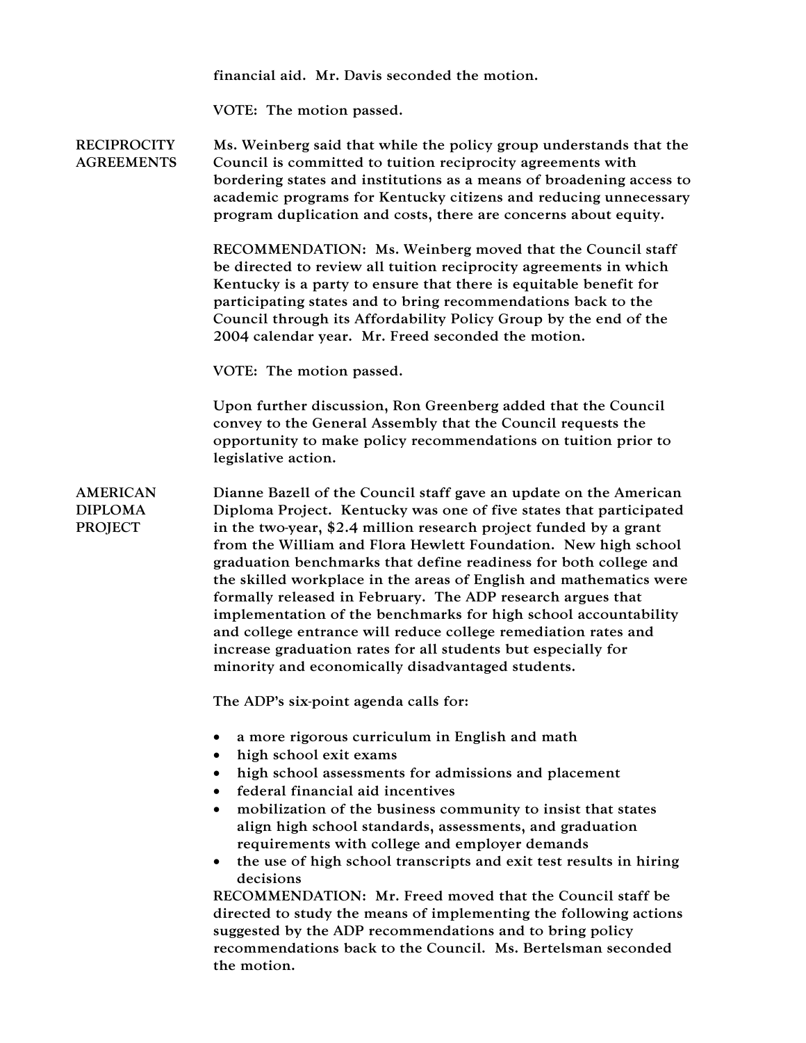financial aid. Mr. Davis seconded the motion.

VOTE: The motion passed.

**RECIPROCITY AGREEMENTS**

Ms. Weinberg said that while the policy group understands that the Council is committed to tuition reciprocity agreements with bordering states and institutions as a means of broadening access to academic programs for Kentucky citizens and reducing unnecessary program duplication and costs, there are concerns about equity.

RECOMMENDATION: Ms. Weinberg moved that the Council staff be directed to review all tuition reciprocity agreements in which Kentucky is a party to ensure that there is equitable benefit for participating states and to bring recommendations back to the Council through its Affordability Policy Group by the end of the 2004 calendar year. Mr. Freed seconded the motion.

VOTE: The motion passed.

Upon further discussion, Ron Greenberg added that the Council convey to the General Assembly that the Council requests the opportunity to make policy recommendations on tuition prior to legislative action.

**AMERICAN DIPLOMA PROJECT**

Dianne Bazell of the Council staff gave an update on the American Diploma Project. Kentucky was one of five states that participated in the two-year, $2.4 million research project funded by a grant from the William and Flora Hewlett Foundation. New high school graduation benchmarks that define readiness for both college and the skilled workplace in the areas of English and mathematics were formally released in February. The ADP research argues that implementation of the benchmarks for high school accountability and college entrance will reduce college remediation rates and increase graduation rates for all students but especially for minority and economically disadvantaged students.

The ADP's six-point agenda calls for:

- a more rigorous curriculum in English and math
- high school exit exams
- high school assessments for admissions and placement
- federal financial aid incentives
- mobilization of the business community to insist that states align high school standards, assessments, and graduation requirements with college and employer demands
- the use of high school transcripts and exit test results in hiring decisions

RECOMMENDATION: Mr. Freed moved that the Council staff be directed to study the means of implementing the following actions suggested by the ADP recommendations and to bring policy recommendations back to the Council. Ms. Bertelsman seconded the motion.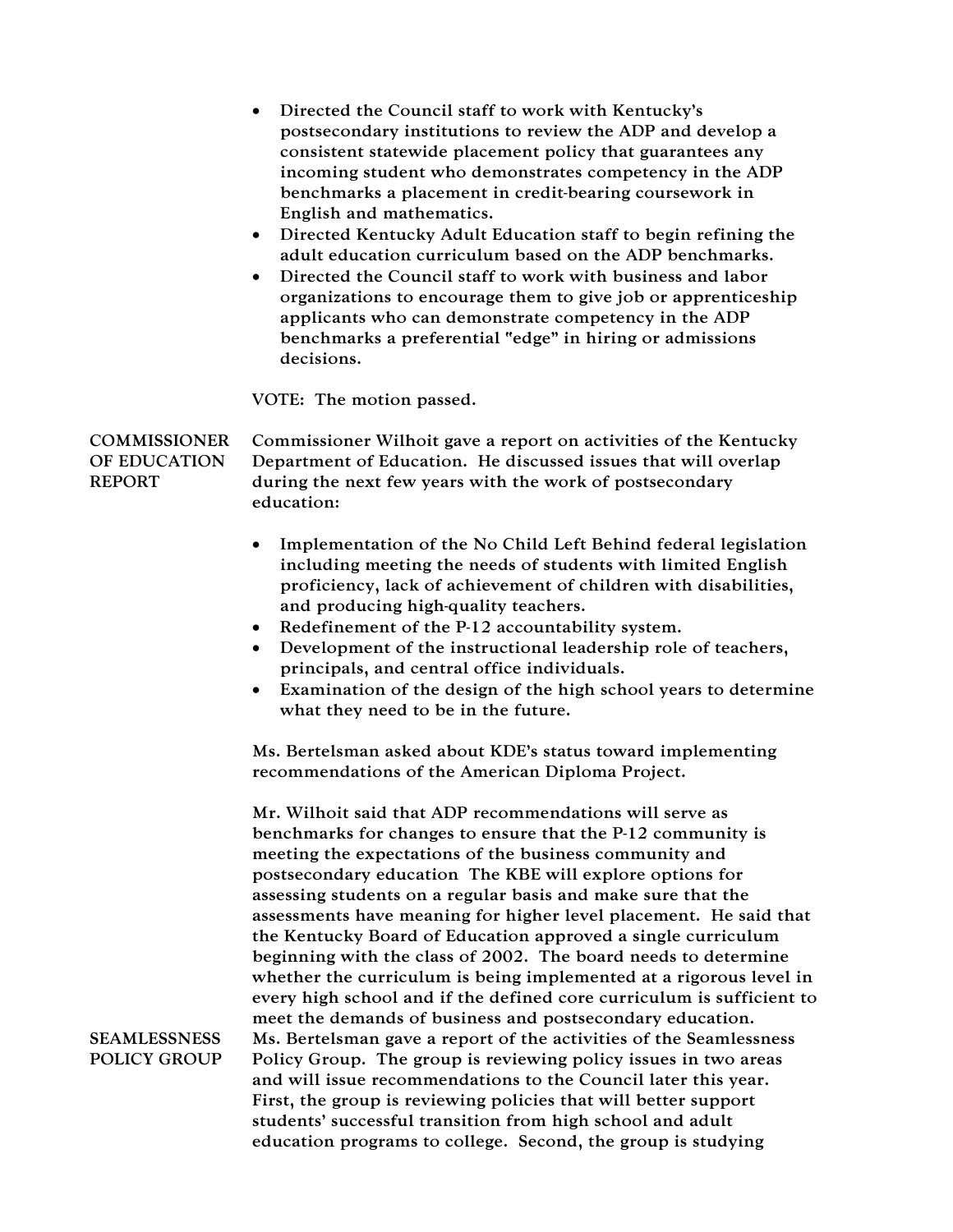- Directed the Council staff to work with Kentucky's postsecondary institutions to review the ADP and develop a consistent statewide placement policy that guarantees any incoming student who demonstrates competency in the ADP benchmarks a placement in credit-bearing coursework in English and mathematics.
- Directed Kentucky Adult Education staff to begin refining the adult education curriculum based on the ADP benchmarks.
- Directed the Council staff to work with business and labor organizations to encourage them to give job or apprenticeship applicants who can demonstrate competency in the ADP benchmarks a preferential "edge" in hiring or admissions decisions.

VOTE: The motion passed.

**COMMISSIONER OF EDUCATION REPORT**

Commissioner Wilhoit gave a report on activities of the Kentucky Department of Education. He discussed issues that will overlap during the next few years with the work of postsecondary education:

- Implementation of the No Child Left Behind federal legislation including meeting the needs of students with limited English proficiency, lack of achievement of children with disabilities, and producing high-quality teachers.
- Redefinement of the P-12 accountability system.
- Development of the instructional leadership role of teachers, principals, and central office individuals.
- Examination of the design of the high school years to determine what they need to be in the future.

Ms. Bertelsman asked about KDE's status toward implementing recommendations of the American Diploma Project.

Mr. Wilhoit said that ADP recommendations will serve as benchmarks for changes to ensure that the P-12 community is meeting the expectations of the business community and postsecondary education The KBE will explore options for assessing students on a regular basis and make sure that the assessments have meaning for higher level placement. He said that the Kentucky Board of Education approved a single curriculum beginning with the class of 2002. The board needs to determine whether the curriculum is being implemented at a rigorous level in every high school and if the defined core curriculum is sufficient to meet the demands of business and postsecondary education.

**SEAMLESSNESS POLICY GROUP**

Ms. Bertelsman gave a report of the activities of the Seamlessness Policy Group. The group is reviewing policy issues in two areas and will issue recommendations to the Council later this year. First, the group is reviewing policies that will better support students' successful transition from high school and adult education programs to college. Second, the group is studying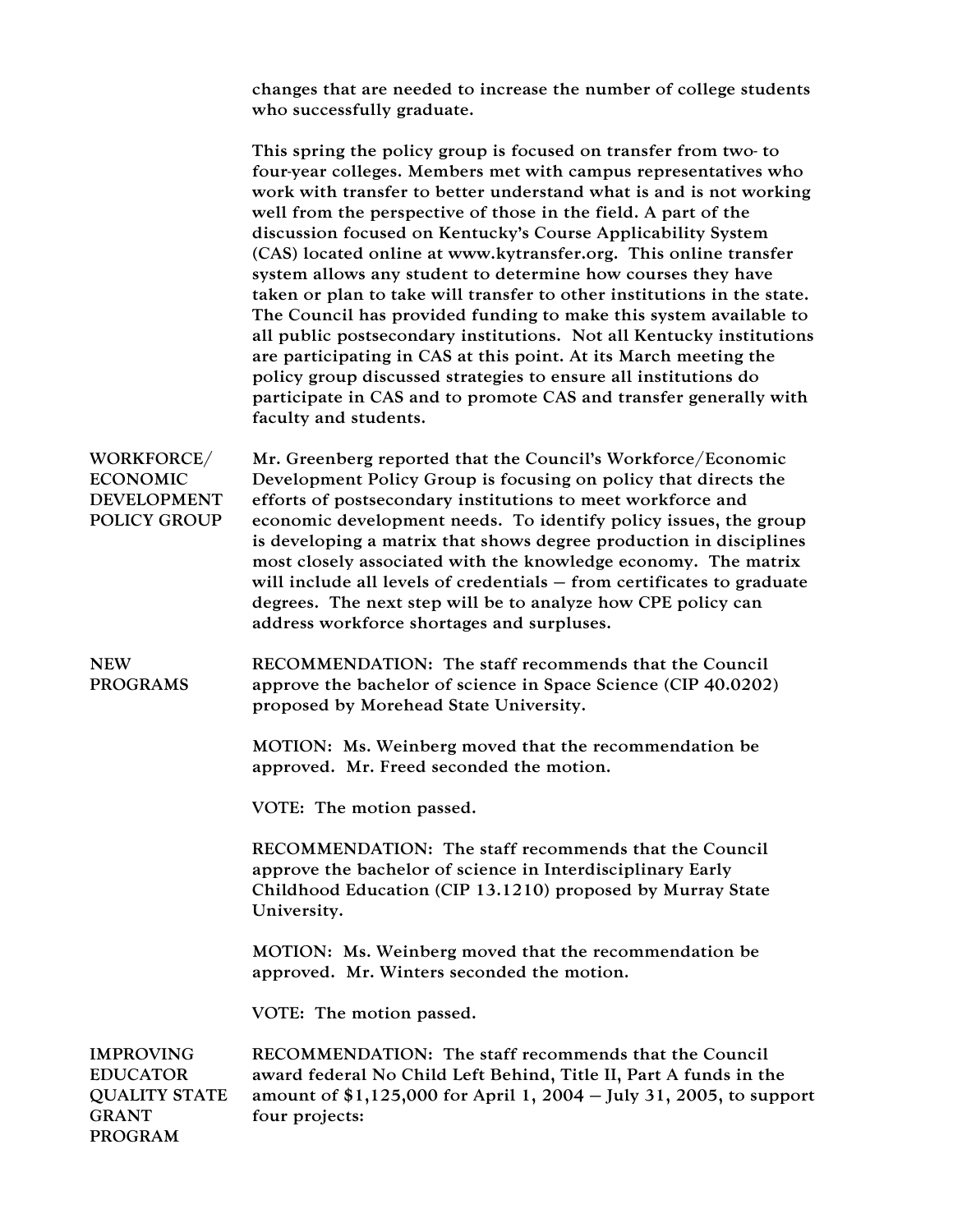changes that are needed to increase the number of college students who successfully graduate.

This spring the policy group is focused on transfer from two- to four-year colleges. Members met with campus representatives who work with transfer to better understand what is and is not working well from the perspective of those in the field. A part of the discussion focused on Kentucky's Course Applicability System (CAS) located online at www.kytransfer.org. This online transfer system allows any student to determine how courses they have taken or plan to take will transfer to other institutions in the state. The Council has provided funding to make this system available to all public postsecondary institutions. Not all Kentucky institutions are participating in CAS at this point. At its March meeting the policy group discussed strategies to ensure all institutions do participate in CAS and to promote CAS and transfer generally with faculty and students.

**WORKFORCE/ ECONOMIC DEVELOPMENT POLICY GROUP**

Mr. Greenberg reported that the Council's Workforce/Economic Development Policy Group is focusing on policy that directs the efforts of postsecondary institutions to meet workforce and economic development needs. To identify policy issues, the group is developing a matrix that shows degree production in disciplines most closely associated with the knowledge economy. The matrix will include all levels of credentials – from certificates to graduate degrees. The next step will be to analyze how CPE policy can address workforce shortages and surpluses.

**NEW PROGRAMS**

RECOMMENDATION: The staff recommends that the Council approve the bachelor of science in Space Science (CIP 40.0202) proposed by Morehead State University.

MOTION: Ms. Weinberg moved that the recommendation be approved. Mr. Freed seconded the motion.

VOTE: The motion passed.

RECOMMENDATION: The staff recommends that the Council approve the bachelor of science in Interdisciplinary Early Childhood Education (CIP 13.1210) proposed by Murray State University.

MOTION: Ms. Weinberg moved that the recommendation be approved. Mr. Winters seconded the motion.

VOTE: The motion passed.

**IMPROVING EDUCATOR QUALITY STATE GRANT PROGRAM**

RECOMMENDATION: The staff recommends that the Council award federal No Child Left Behind, Title II, Part A funds in the amount of $1,125,000 for April 1, 2004 – July 31, 2005, to support four projects: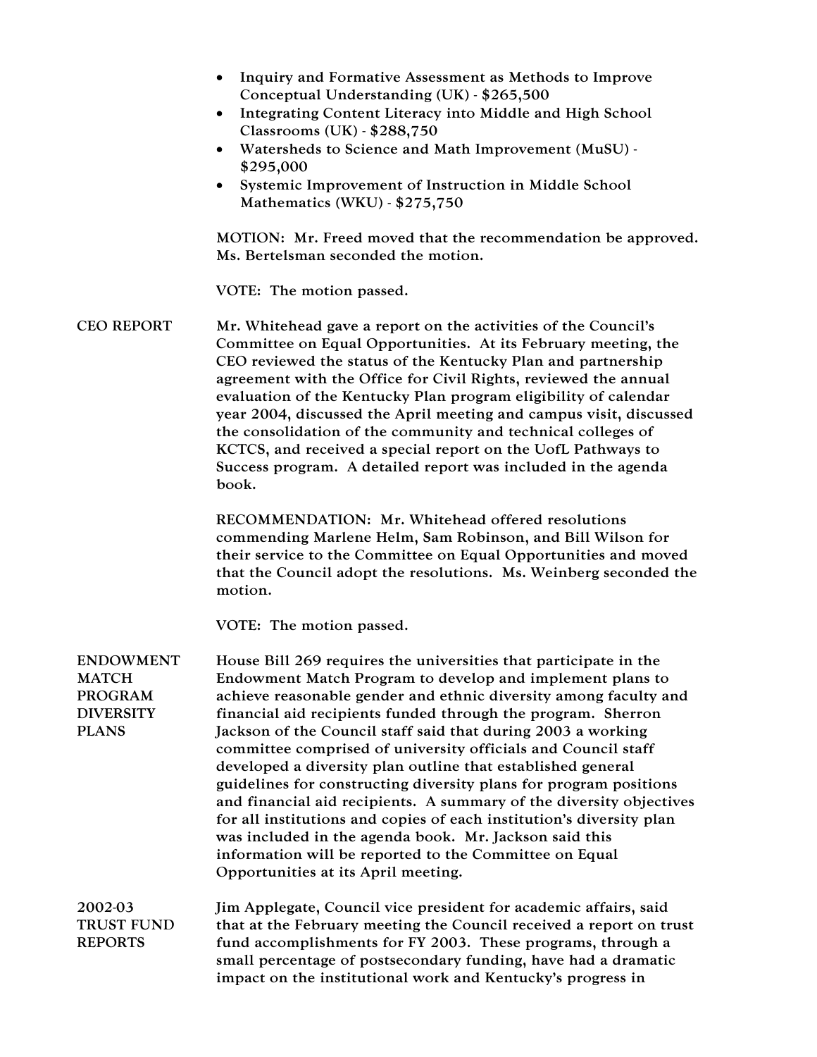- Inquiry and Formative Assessment as Methods to Improve Conceptual Understanding (UK) - $265,500
- Integrating Content Literacy into Middle and High School Classrooms (UK) - $288,750
- Watersheds to Science and Math Improvement (MuSU) - $295,000
- Systemic Improvement of Instruction in Middle School Mathematics (WKU) - $275,750

MOTION: Mr. Freed moved that the recommendation be approved. Ms. Bertelsman seconded the motion.

VOTE: The motion passed.

**CEO REPORT**

Mr. Whitehead gave a report on the activities of the Council's Committee on Equal Opportunities. At its February meeting, the CEO reviewed the status of the Kentucky Plan and partnership agreement with the Office for Civil Rights, reviewed the annual evaluation of the Kentucky Plan program eligibility of calendar year 2004, discussed the April meeting and campus visit, discussed the consolidation of the community and technical colleges of KCTCS, and received a special report on the UofL Pathways to Success program. A detailed report was included in the agenda book.

RECOMMENDATION: Mr. Whitehead offered resolutions commending Marlene Helm, Sam Robinson, and Bill Wilson for their service to the Committee on Equal Opportunities and moved that the Council adopt the resolutions. Ms. Weinberg seconded the motion.

VOTE: The motion passed.

**ENDOWMENT MATCH PROGRAM DIVERSITY PLANS**

House Bill 269 requires the universities that participate in the Endowment Match Program to develop and implement plans to achieve reasonable gender and ethnic diversity among faculty and financial aid recipients funded through the program. Sherron Jackson of the Council staff said that during 2003 a working committee comprised of university officials and Council staff developed a diversity plan outline that established general guidelines for constructing diversity plans for program positions and financial aid recipients. A summary of the diversity objectives for all institutions and copies of each institution's diversity plan was included in the agenda book. Mr. Jackson said this information will be reported to the Committee on Equal Opportunities at its April meeting.

**2002-03 TRUST FUND REPORTS**

Jim Applegate, Council vice president for academic affairs, said that at the February meeting the Council received a report on trust fund accomplishments for FY 2003. These programs, through a small percentage of postsecondary funding, have had a dramatic impact on the institutional work and Kentucky's progress in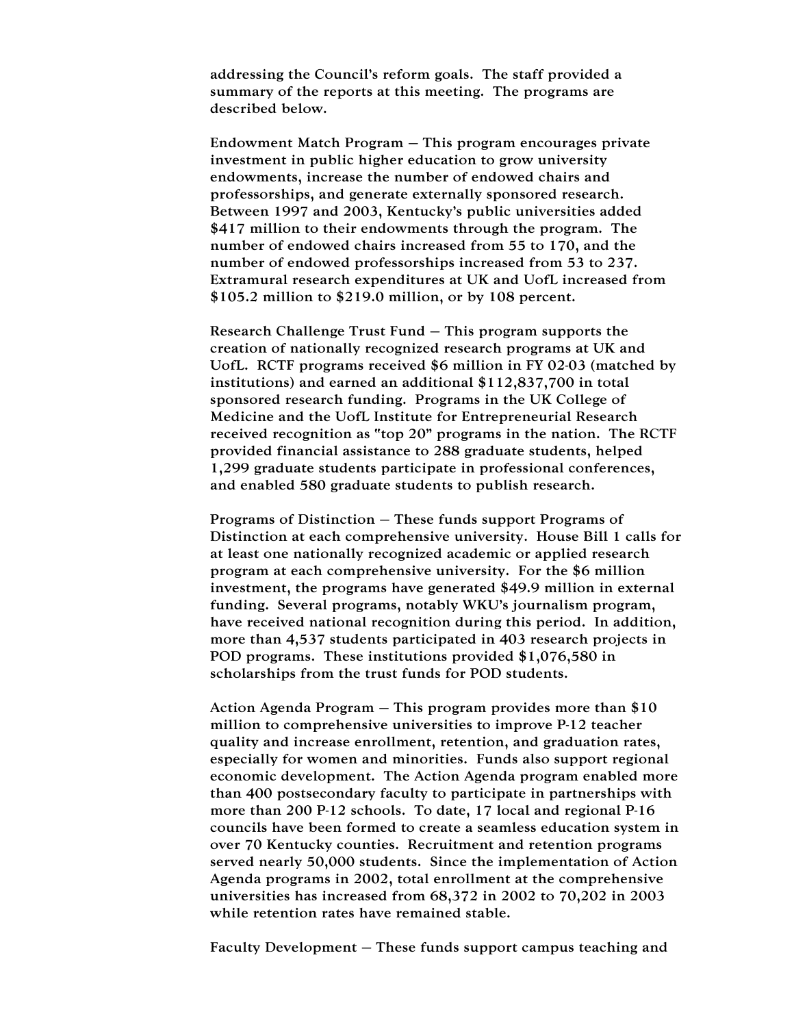addressing the Council's reform goals. The staff provided a summary of the reports at this meeting. The programs are described below.

Endowment Match Program – This program encourages private investment in public higher education to grow university endowments, increase the number of endowed chairs and professorships, and generate externally sponsored research. Between 1997 and 2003, Kentucky's public universities added $417 million to their endowments through the program. The number of endowed chairs increased from 55 to 170, and the number of endowed professorships increased from 53 to 237. Extramural research expenditures at UK and UofL increased from $105.2 million to $219.0 million, or by 108 percent.

Research Challenge Trust Fund – This program supports the creation of nationally recognized research programs at UK and UofL. RCTF programs received $6 million in FY 02-03 (matched by institutions) and earned an additional $112,837,700 in total sponsored research funding. Programs in the UK College of Medicine and the UofL Institute for Entrepreneurial Research received recognition as "top 20" programs in the nation. The RCTF provided financial assistance to 288 graduate students, helped 1,299 graduate students participate in professional conferences, and enabled 580 graduate students to publish research.

Programs of Distinction – These funds support Programs of Distinction at each comprehensive university. House Bill 1 calls for at least one nationally recognized academic or applied research program at each comprehensive university. For the $6 million investment, the programs have generated $49.9 million in external funding. Several programs, notably WKU's journalism program, have received national recognition during this period. In addition, more than 4,537 students participated in 403 research projects in POD programs. These institutions provided $1,076,580 in scholarships from the trust funds for POD students.

Action Agenda Program – This program provides more than $10 million to comprehensive universities to improve P-12 teacher quality and increase enrollment, retention, and graduation rates, especially for women and minorities. Funds also support regional economic development. The Action Agenda program enabled more than 400 postsecondary faculty to participate in partnerships with more than 200 P-12 schools. To date, 17 local and regional P-16 councils have been formed to create a seamless education system in over 70 Kentucky counties. Recruitment and retention programs served nearly 50,000 students. Since the implementation of Action Agenda programs in 2002, total enrollment at the comprehensive universities has increased from 68,372 in 2002 to 70,202 in 2003 while retention rates have remained stable.

Faculty Development – These funds support campus teaching and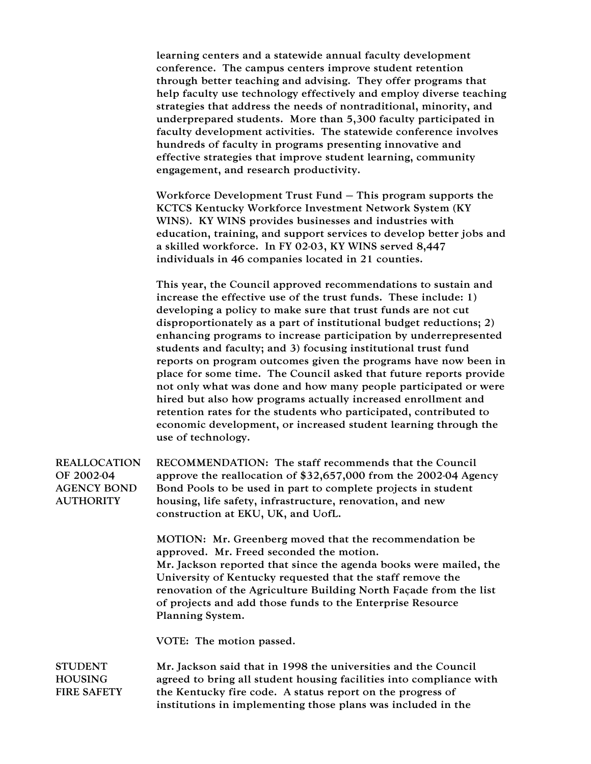learning centers and a statewide annual faculty development conference. The campus centers improve student retention through better teaching and advising. They offer programs that help faculty use technology effectively and employ diverse teaching strategies that address the needs of nontraditional, minority, and underprepared students. More than 5,300 faculty participated in faculty development activities. The statewide conference involves hundreds of faculty in programs presenting innovative and effective strategies that improve student learning, community engagement, and research productivity.

Workforce Development Trust Fund – This program supports the KCTCS Kentucky Workforce Investment Network System (KY WINS). KY WINS provides businesses and industries with education, training, and support services to develop better jobs and a skilled workforce. In FY 02-03, KY WINS served 8,447 individuals in 46 companies located in 21 counties.

This year, the Council approved recommendations to sustain and increase the effective use of the trust funds. These include: 1) developing a policy to make sure that trust funds are not cut disproportionately as a part of institutional budget reductions; 2) enhancing programs to increase participation by underrepresented students and faculty; and 3) focusing institutional trust fund reports on program outcomes given the programs have now been in place for some time. The Council asked that future reports provide not only what was done and how many people participated or were hired but also how programs actually increased enrollment and retention rates for the students who participated, contributed to economic development, or increased student learning through the use of technology.

**REALLOCATION OF 2002-04 AGENCY BOND AUTHORITY**

RECOMMENDATION: The staff recommends that the Council approve the reallocation of $32,657,000 from the 2002-04 Agency Bond Pools to be used in part to complete projects in student housing, life safety, infrastructure, renovation, and new construction at EKU, UK, and UofL.

MOTION: Mr. Greenberg moved that the recommendation be approved. Mr. Freed seconded the motion.
Mr. Jackson reported that since the agenda books were mailed, the University of Kentucky requested that the staff remove the renovation of the Agriculture Building North Façade from the list of projects and add those funds to the Enterprise Resource Planning System.

VOTE: The motion passed.

**STUDENT HOUSING FIRE SAFETY**

Mr. Jackson said that in 1998 the universities and the Council agreed to bring all student housing facilities into compliance with the Kentucky fire code. A status report on the progress of institutions in implementing those plans was included in the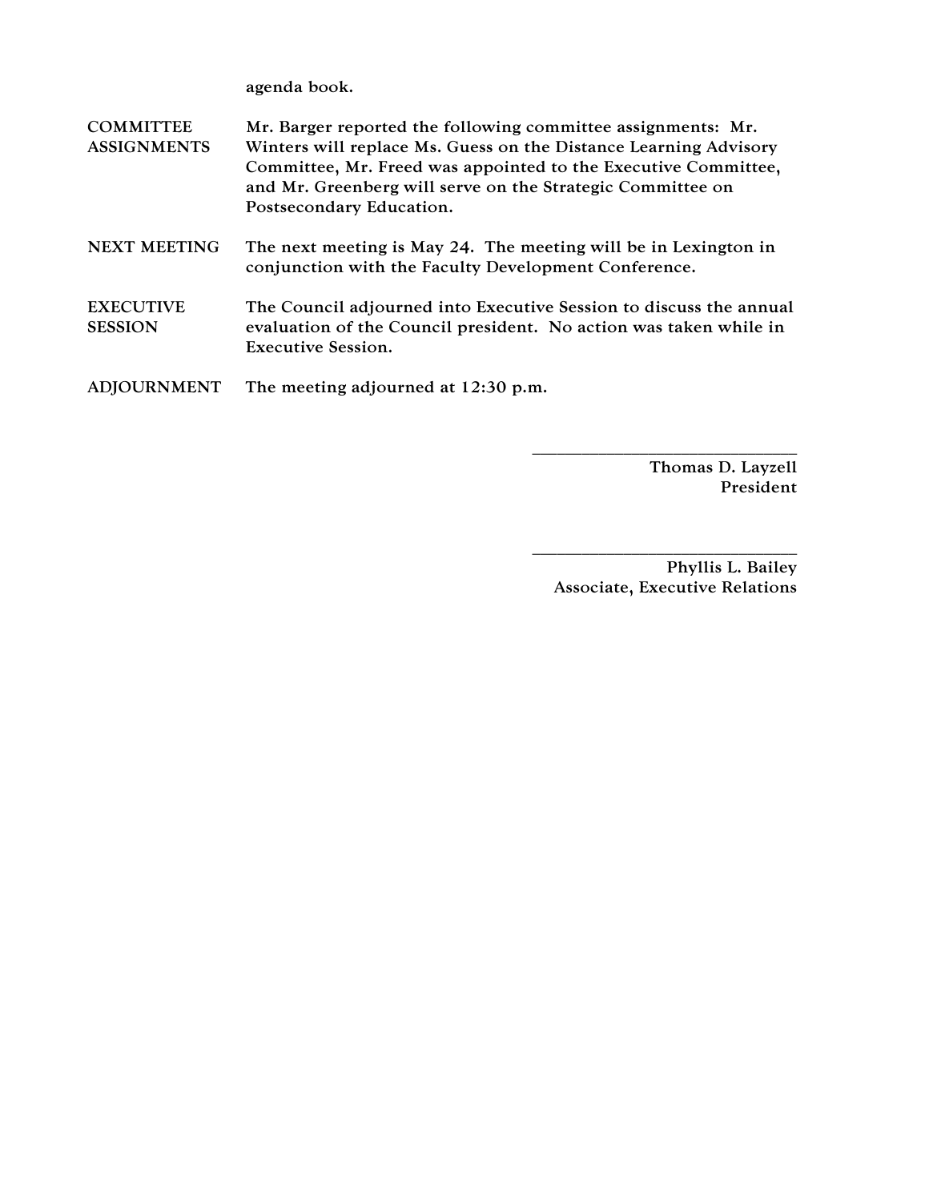agenda book.

**COMMITTEE ASSIGNMENTS**

Mr. Barger reported the following committee assignments: Mr. Winters will replace Ms. Guess on the Distance Learning Advisory Committee, Mr. Freed was appointed to the Executive Committee, and Mr. Greenberg will serve on the Strategic Committee on Postsecondary Education.

**NEXT MEETING**

The next meeting is May 24. The meeting will be in Lexington in conjunction with the Faculty Development Conference.

**EXECUTIVE SESSION**

The Council adjourned into Executive Session to discuss the annual evaluation of the Council president. No action was taken while in Executive Session.

**ADJOURNMENT**

The meeting adjourned at 12:30 p.m.

\_\_\_\_\_\_\_\_\_\_\_\_\_\_\_\_\_\_\_\_\_\_\_\_\_\_\_\_\_\_
Thomas D. Layzell
President

\_\_\_\_\_\_\_\_\_\_\_\_\_\_\_\_\_\_\_\_\_\_\_\_\_\_\_\_\_\_
Phyllis L. Bailey
Associate, Executive Relations